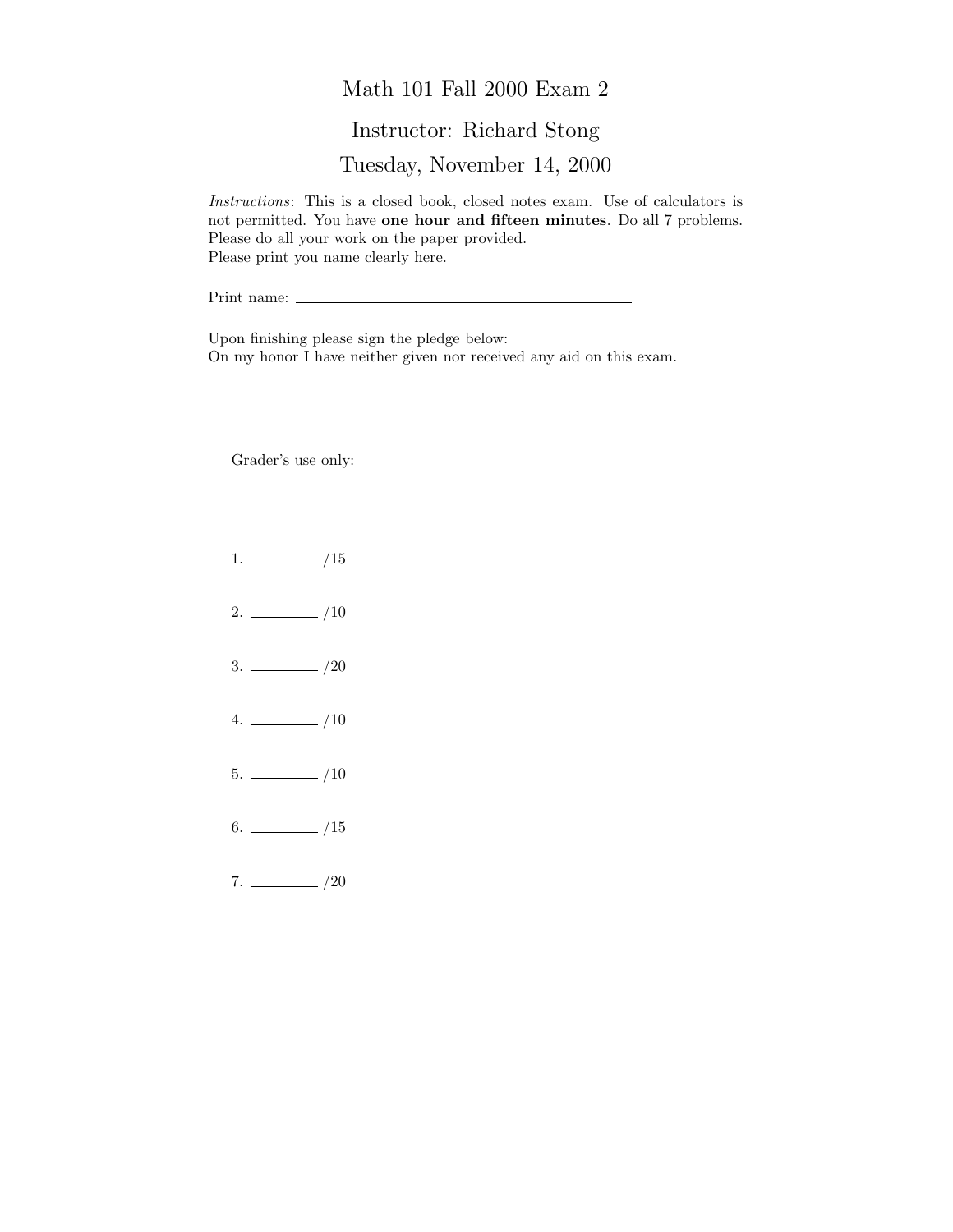# Math 101 Fall 2000 Exam 2

## Instructor: Richard Stong

## Tuesday, November 14, 2000

*Instructions*: This is a closed book, closed notes exam. Use of calculators is not permitted. You have **one hour and fifteen minutes**. Do all 7 problems. Please do all your work on the paper provided.
Please print you name clearly here.

Print name: ____________________________________________

Upon finishing please sign the pledge below:
On my honor I have neither given nor received any aid on this exam.

________________________________________________________

Grader's use only:

1. ________ /15

2. ________ /10

3. ________ /20

4. ________ /10

5. ________ /10

6. ________ /15

7. ________ /20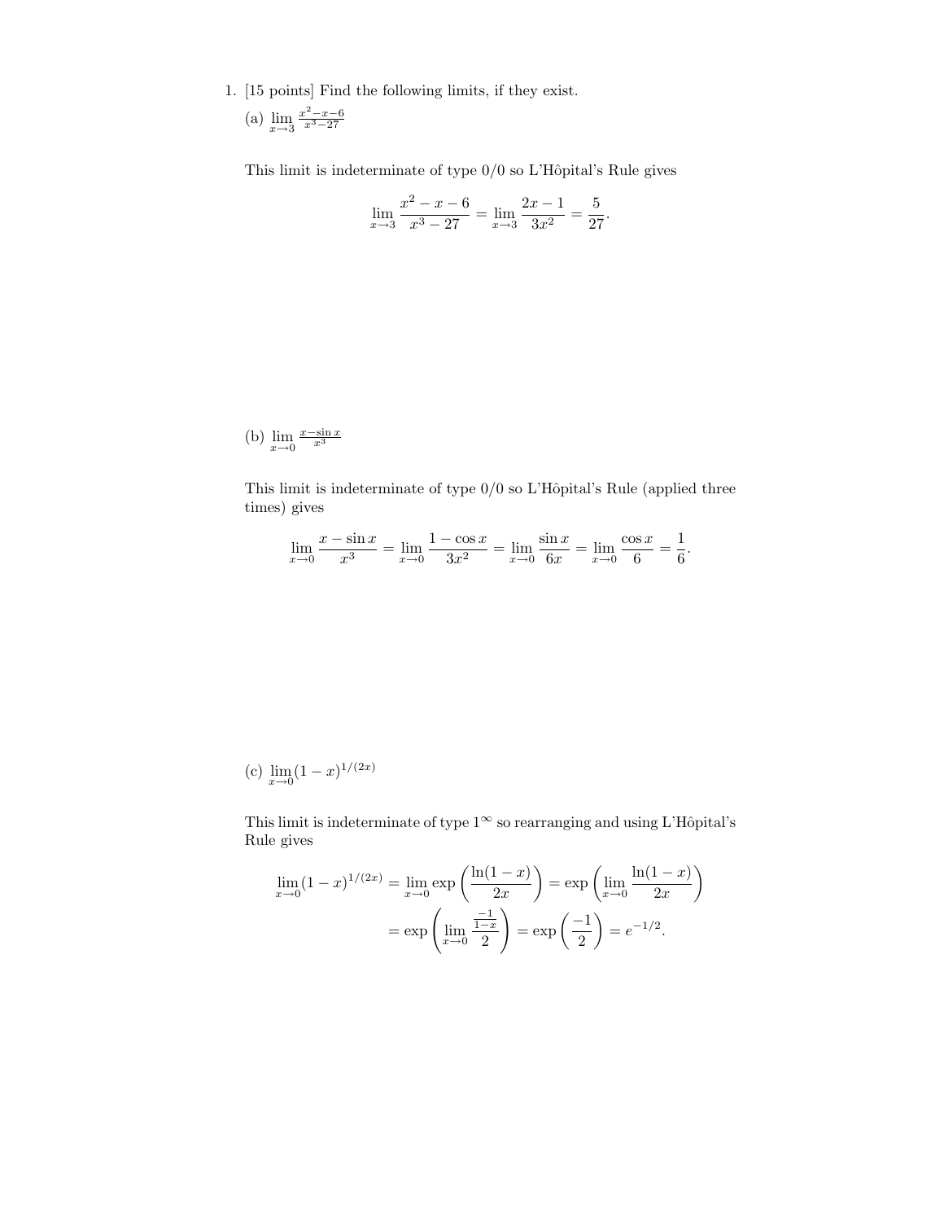1. [15 points] Find the following limits, if they exist.

   (a) $\lim_{x\to 3} \frac{x^2-x-6}{x^3-27}$

   This limit is indeterminate of type $0/0$ so L'Hôpital's Rule gives

   $$\lim_{x\to 3} \frac{x^2-x-6}{x^3-27} = \lim_{x\to 3} \frac{2x-1}{3x^2} = \frac{5}{27}.$$

   (b) $\lim_{x\to 0} \frac{x-\sin x}{x^3}$

   This limit is indeterminate of type $0/0$ so L'Hôpital's Rule (applied three times) gives

   $$\lim_{x\to 0} \frac{x-\sin x}{x^3} = \lim_{x\to 0} \frac{1-\cos x}{3x^2} = \lim_{x\to 0} \frac{\sin x}{6x} = \lim_{x\to 0} \frac{\cos x}{6} = \frac{1}{6}.$$

   (c) $\lim_{x\to 0} (1-x)^{1/(2x)}$

   This limit is indeterminate of type $1^\infty$ so rearranging and using L'Hôpital's Rule gives

   $$\begin{aligned}\lim_{x\to 0} (1-x)^{1/(2x)} &= \lim_{x\to 0} \exp\left(\frac{\ln(1-x)}{2x}\right) = \exp\left(\lim_{x\to 0} \frac{\ln(1-x)}{2x}\right) \\ &= \exp\left(\lim_{x\to 0} \frac{\frac{-1}{1-x}}{2}\right) = \exp\left(\frac{-1}{2}\right) = e^{-1/2}.\end{aligned}$$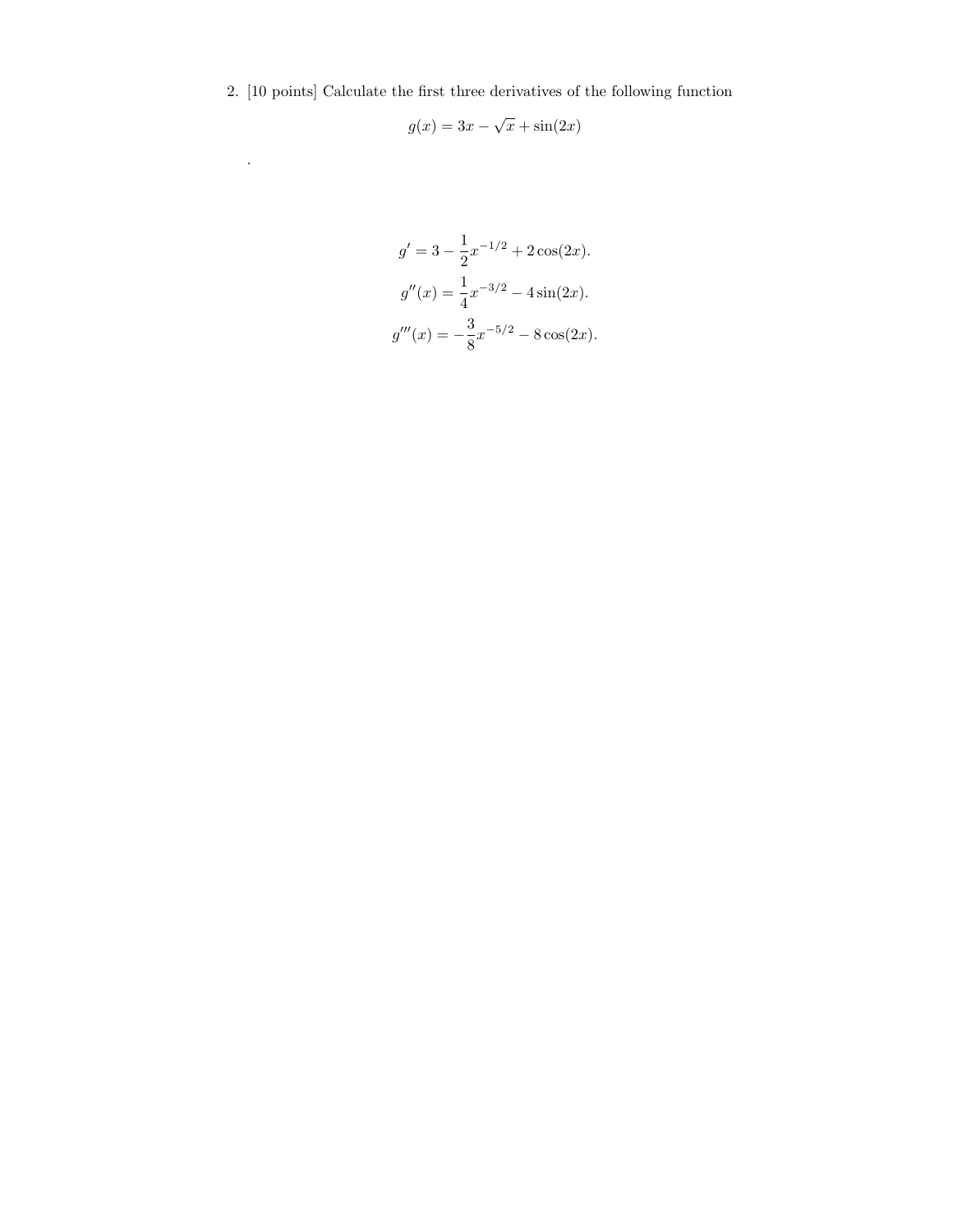2. [10 points] Calculate the first three derivatives of the following function

$$g(x) = 3x - \sqrt{x} + \sin(2x)$$

.

$$g' = 3 - \frac{1}{2}x^{-1/2} + 2\cos(2x).$$

$$g''(x) = \frac{1}{4}x^{-3/2} - 4\sin(2x).$$

$$g'''(x) = -\frac{3}{8}x^{-5/2} - 8\cos(2x).$$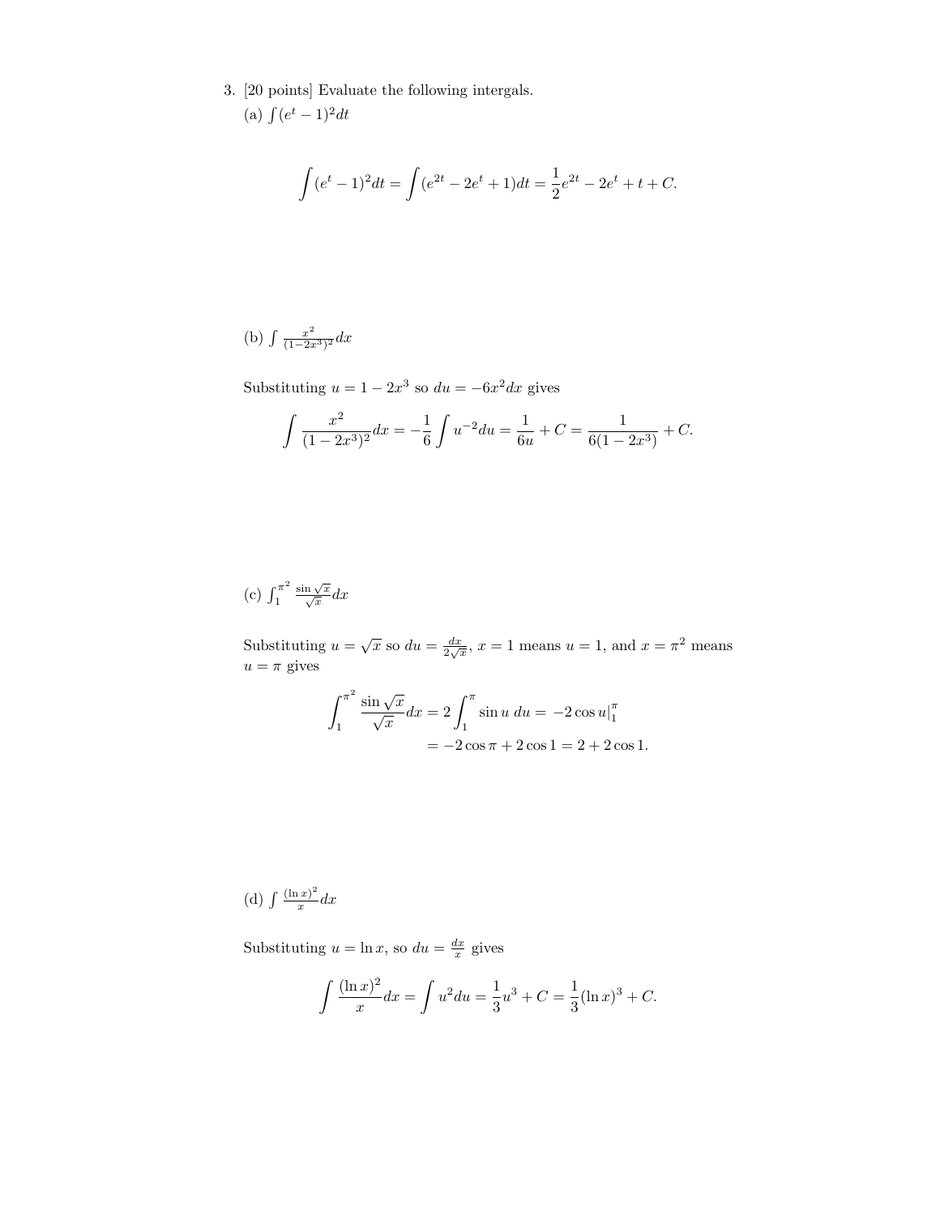3. [20 points] Evaluate the following intergals.

(a) $\int (e^t - 1)^2 dt$

$$\int (e^t - 1)^2 dt = \int (e^{2t} - 2e^t + 1) dt = \frac{1}{2}e^{2t} - 2e^t + t + C.$$

(b) $\int \frac{x^2}{(1-2x^3)^2} dx$

Substituting $u = 1 - 2x^3$ so $du = -6x^2 dx$ gives

$$\int \frac{x^2}{(1-2x^3)^2} dx = -\frac{1}{6} \int u^{-2} du = \frac{1}{6u} + C = \frac{1}{6(1-2x^3)} + C.$$

(c) $\int_1^{\pi^2} \frac{\sin\sqrt{x}}{\sqrt{x}} dx$

Substituting $u = \sqrt{x}$ so $du = \frac{dx}{2\sqrt{x}}$, $x = 1$ means $u = 1$, and $x = \pi^2$ means $u = \pi$ gives

$$\begin{aligned} \int_1^{\pi^2} \frac{\sin\sqrt{x}}{\sqrt{x}} dx = 2 \int_1^{\pi} \sin u \, du &= -2\cos u\big|_1^{\pi} \\ &= -2\cos\pi + 2\cos 1 = 2 + 2\cos 1. \end{aligned}$$

(d) $\int \frac{(\ln x)^2}{x} dx$

Substituting $u = \ln x$, so $du = \frac{dx}{x}$ gives

$$\int \frac{(\ln x)^2}{x} dx = \int u^2 du = \frac{1}{3}u^3 + C = \frac{1}{3}(\ln x)^3 + C.$$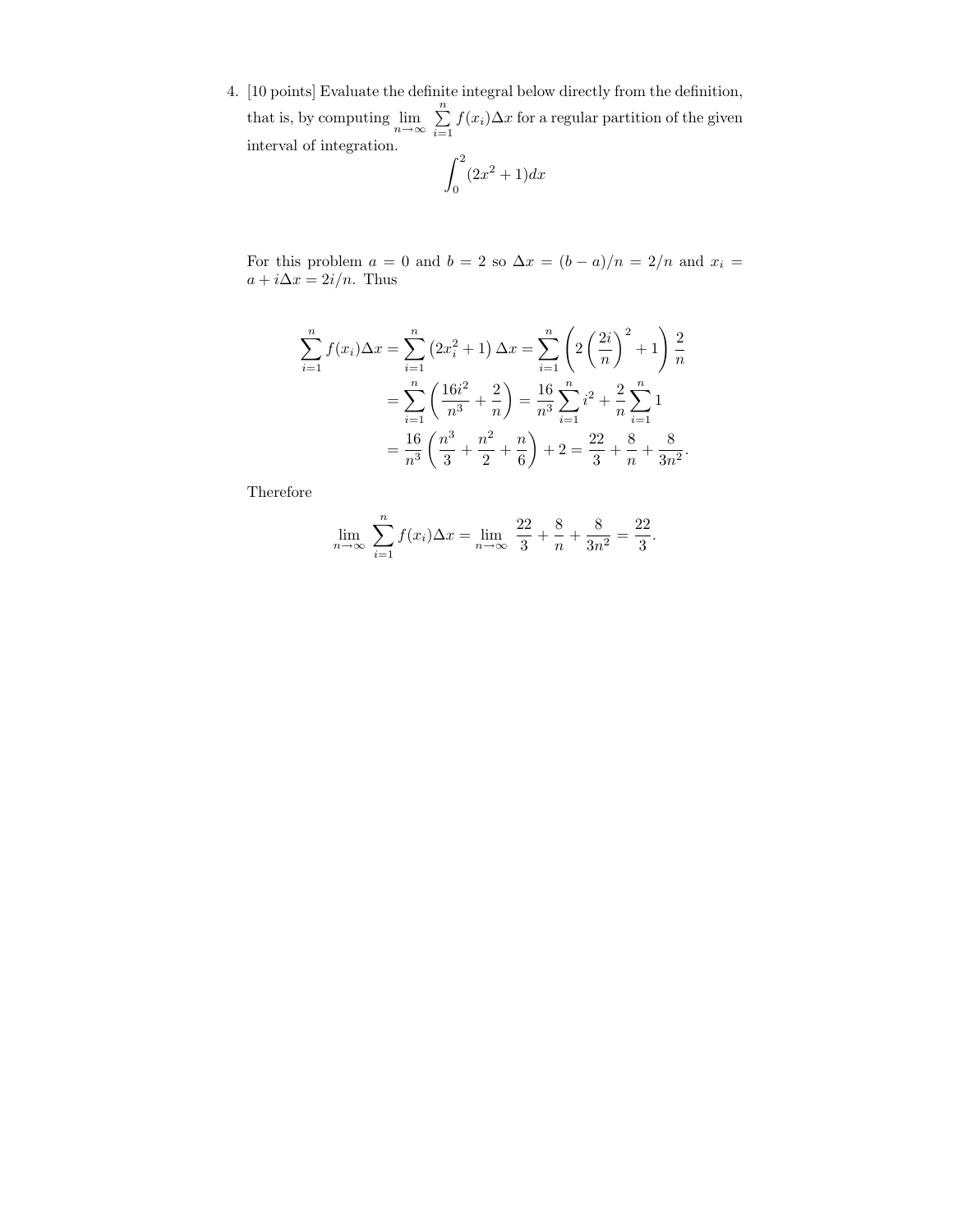4. [10 points] Evaluate the definite integral below directly from the definition, that is, by computing $\lim_{n\to\infty} \sum_{i=1}^{n} f(x_i)\Delta x$ for a regular partition of the given interval of integration.

$$\int_0^2 (2x^2+1)dx$$

For this problem $a = 0$ and $b = 2$ so $\Delta x = (b-a)/n = 2/n$ and $x_i = a + i\Delta x = 2i/n$. Thus

$$\begin{aligned}
\sum_{i=1}^{n} f(x_i)\Delta x &= \sum_{i=1}^{n} \left(2x_i^2+1\right)\Delta x = \sum_{i=1}^{n} \left(2\left(\frac{2i}{n}\right)^2 + 1\right)\frac{2}{n} \\
&= \sum_{i=1}^{n} \left(\frac{16i^2}{n^3} + \frac{2}{n}\right) = \frac{16}{n^3}\sum_{i=1}^{n} i^2 + \frac{2}{n}\sum_{i=1}^{n} 1 \\
&= \frac{16}{n^3}\left(\frac{n^3}{3} + \frac{n^2}{2} + \frac{n}{6}\right) + 2 = \frac{22}{3} + \frac{8}{n} + \frac{8}{3n^2}.
\end{aligned}$$

Therefore

$$\lim_{n\to\infty} \sum_{i=1}^{n} f(x_i)\Delta x = \lim_{n\to\infty} \frac{22}{3} + \frac{8}{n} + \frac{8}{3n^2} = \frac{22}{3}.$$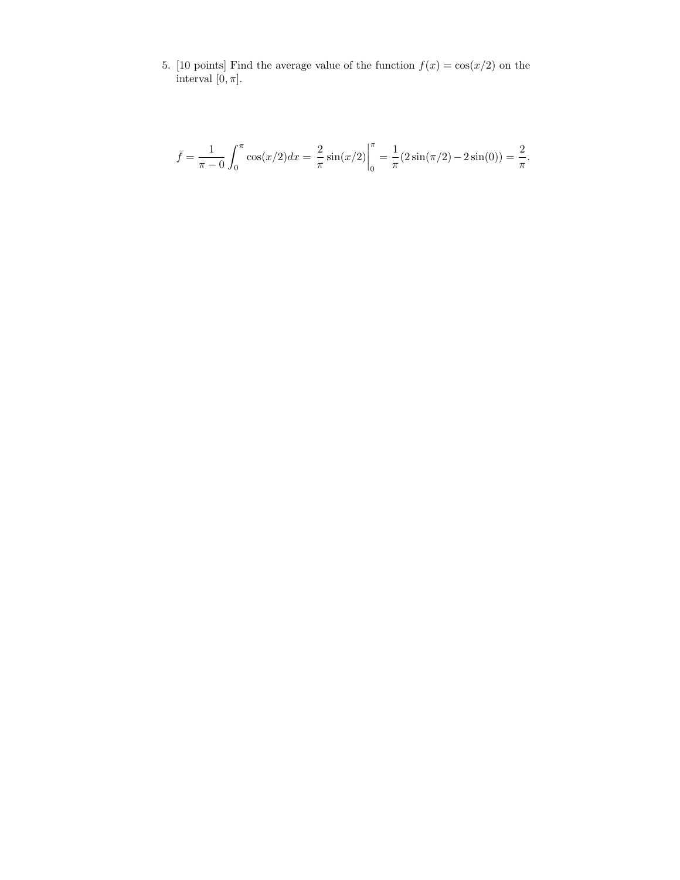5. [10 points] Find the average value of the function $f(x) = \cos(x/2)$ on the interval $[0, \pi]$.

$$\bar{f} = \frac{1}{\pi - 0} \int_0^{\pi} \cos(x/2) dx = \frac{2}{\pi} \sin(x/2) \Big|_0^{\pi} = \frac{1}{\pi}(2 \sin(\pi/2) - 2 \sin(0)) = \frac{2}{\pi}.$$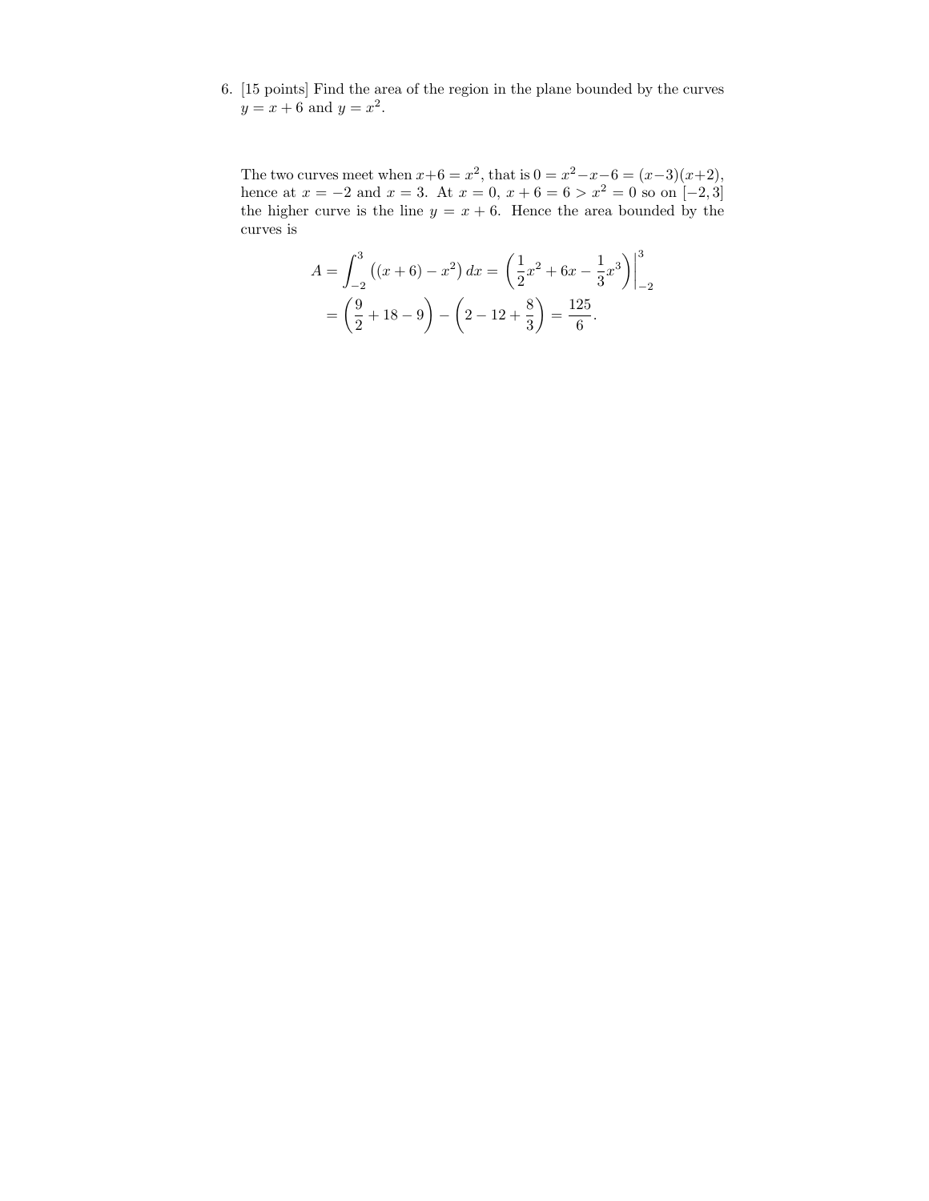6. [15 points] Find the area of the region in the plane bounded by the curves $y = x + 6$ and $y = x^2$.

The two curves meet when $x+6 = x^2$, that is $0 = x^2 - x - 6 = (x-3)(x+2)$, hence at $x = -2$ and $x = 3$. At $x = 0$, $x + 6 = 6 > x^2 = 0$ so on $[-2, 3]$ the higher curve is the line $y = x + 6$. Hence the area bounded by the curves is

$$
\begin{aligned}
A &= \int_{-2}^{3} \left((x+6) - x^2\right) dx = \left(\frac{1}{2}x^2 + 6x - \frac{1}{3}x^3\right)\Big|_{-2}^{3} \\
&= \left(\frac{9}{2} + 18 - 9\right) - \left(2 - 12 + \frac{8}{3}\right) = \frac{125}{6}.
\end{aligned}
$$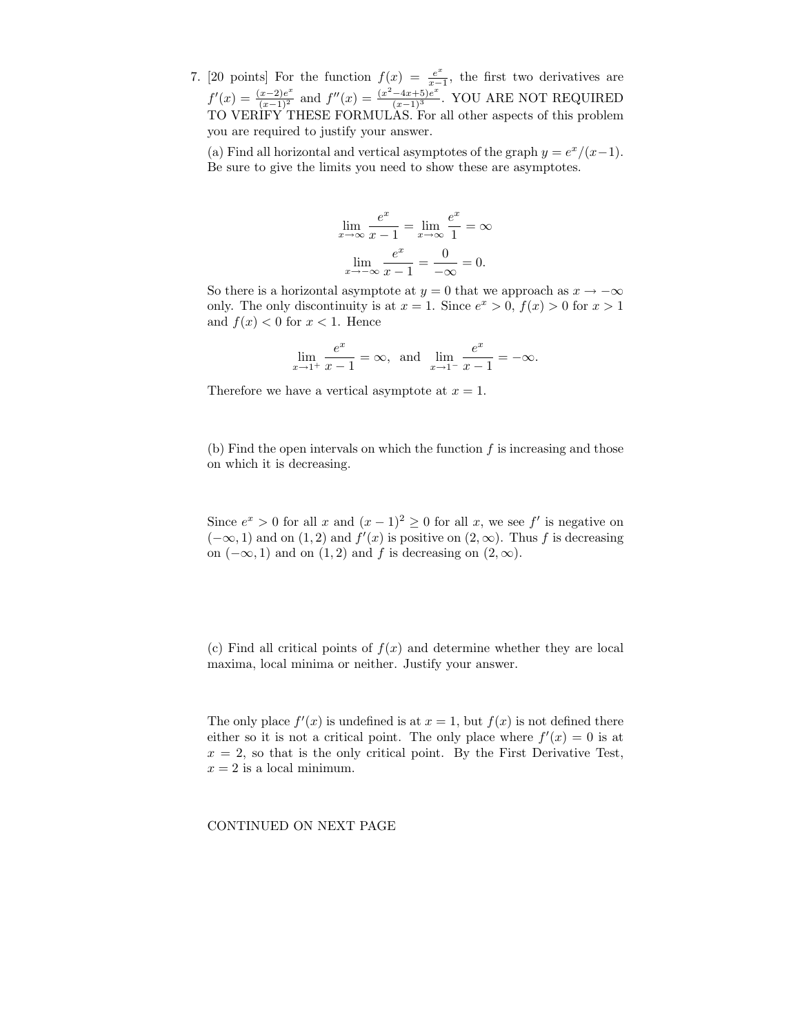7. [20 points] For the function $f(x) = \frac{e^x}{x-1}$, the first two derivatives are $f'(x) = \frac{(x-2)e^x}{(x-1)^2}$ and $f''(x) = \frac{(x^2-4x+5)e^x}{(x-1)^3}$. YOU ARE NOT REQUIRED TO VERIFY THESE FORMULAS. For all other aspects of this problem you are required to justify your answer.

(a) Find all horizontal and vertical asymptotes of the graph $y = e^x/(x-1)$. Be sure to give the limits you need to show these are asymptotes.

$$\lim_{x \to \infty} \frac{e^x}{x-1} = \lim_{x \to \infty} \frac{e^x}{1} = \infty$$

$$\lim_{x \to -\infty} \frac{e^x}{x-1} = \frac{0}{-\infty} = 0.$$

So there is a horizontal asymptote at $y = 0$ that we approach as $x \to -\infty$ only. The only discontinuity is at $x = 1$. Since $e^x > 0$, $f(x) > 0$ for $x > 1$ and $f(x) < 0$ for $x < 1$. Hence

$$\lim_{x \to 1^+} \frac{e^x}{x-1} = \infty, \text{ and } \lim_{x \to 1^-} \frac{e^x}{x-1} = -\infty.$$

Therefore we have a vertical asymptote at $x = 1$.

(b) Find the open intervals on which the function $f$ is increasing and those on which it is decreasing.

Since $e^x > 0$ for all $x$ and $(x-1)^2 \geq 0$ for all $x$, we see $f'$ is negative on $(-\infty, 1)$ and on $(1, 2)$ and $f'(x)$ is positive on $(2, \infty)$. Thus $f$ is decreasing on $(-\infty, 1)$ and on $(1, 2)$ and $f$ is decreasing on $(2, \infty)$.

(c) Find all critical points of $f(x)$ and determine whether they are local maxima, local minima or neither. Justify your answer.

The only place $f'(x)$ is undefined is at $x = 1$, but $f(x)$ is not defined there either so it is not a critical point. The only place where $f'(x) = 0$ is at $x = 2$, so that is the only critical point. By the First Derivative Test, $x = 2$ is a local minimum.

CONTINUED ON NEXT PAGE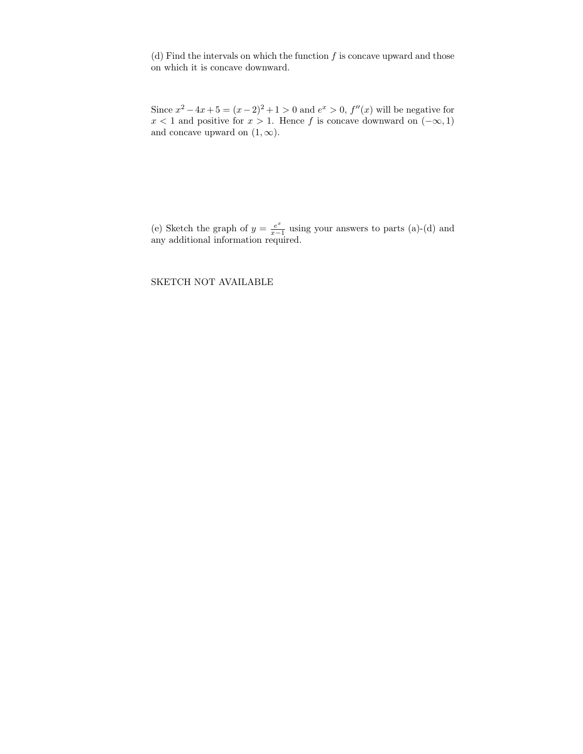(d) Find the intervals on which the function $f$ is concave upward and those on which it is concave downward.

Since $x^2 - 4x + 5 = (x-2)^2 + 1 > 0$ and $e^x > 0$, $f''(x)$ will be negative for $x < 1$ and positive for $x > 1$. Hence $f$ is concave downward on $(-\infty, 1)$ and concave upward on $(1, \infty)$.

(e) Sketch the graph of $y = \frac{e^x}{x-1}$ using your answers to parts (a)-(d) and any additional information required.

SKETCH NOT AVAILABLE